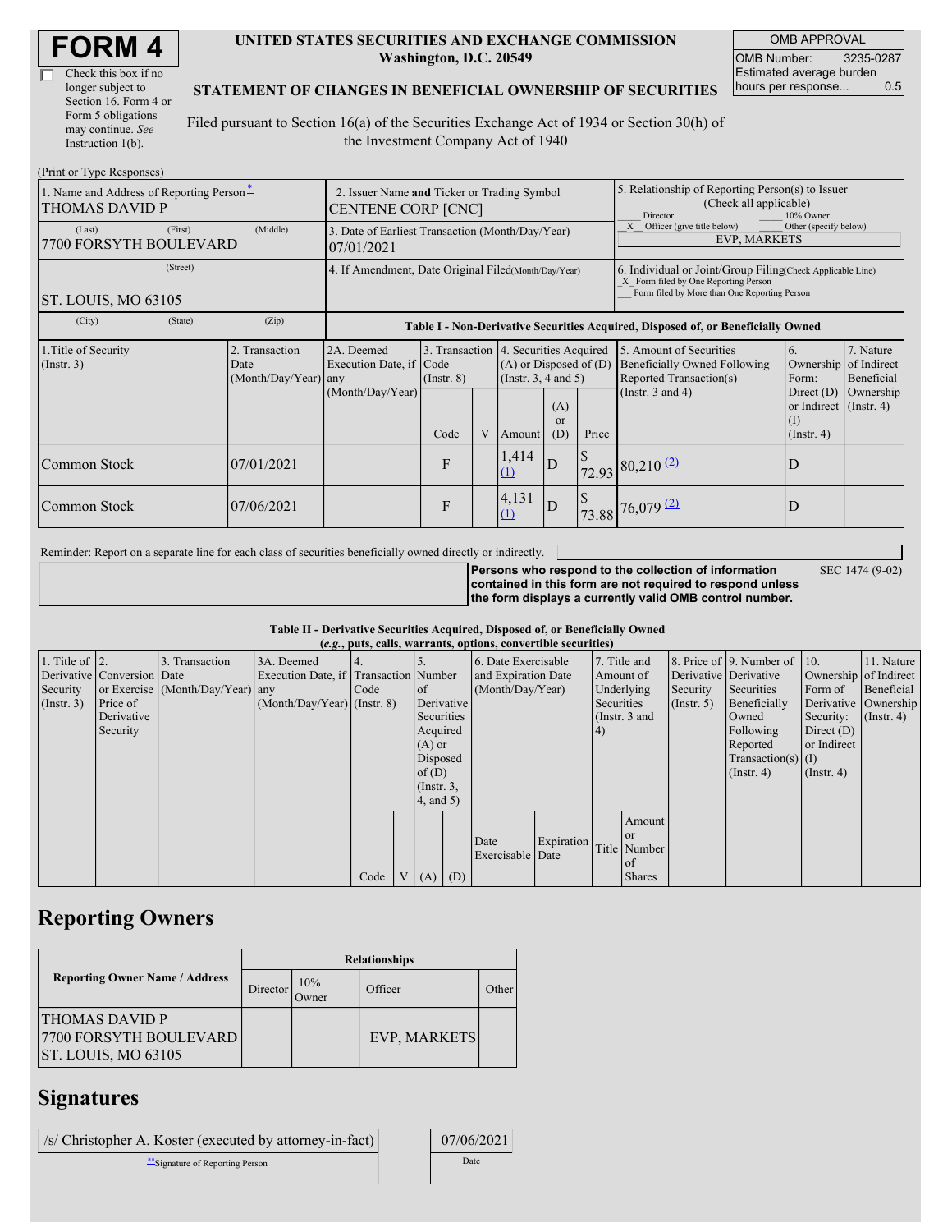# FORM 4

☐ Check this box if no longer subject to Section 16. Form 4 or Form 5 obligations may continue. *See* Instruction 1(b).

**UNITED STATES SECURITIES AND EXCHANGE COMMISSION**
**Washington, D.C. 20549**

**STATEMENT OF CHANGES IN BENEFICIAL OWNERSHIP OF SECURITIES**

Filed pursuant to Section 16(a) of the Securities Exchange Act of 1934 or Section 30(h) of the Investment Company Act of 1940

| OMB APPROVAL | |
|---|---|
| OMB Number: | 3235-0287 |
| Estimated average burden hours per response... | 0.5 |

(Print or Type Responses)

| 1. Name and Address of Reporting Person * | 2. Issuer Name and Ticker or Trading Symbol | 5. Relationship of Reporting Person(s) to Issuer (Check all applicable) |
|---|---|---|
| THOMAS DAVID P | CENTENE CORP [CNC] | ___ Director ___ 10% Owner _X_ Officer (give title below) ___ Other (specify below) |
| (Last) (First) (Middle) 7700 FORSYTH BOULEVARD | 3. Date of Earliest Transaction (Month/Day/Year) 07/01/2021 | EVP, MARKETS |
| (Street) ST. LOUIS, MO 63105 | 4. If Amendment, Date Original Filed(Month/Day/Year) | 6. Individual or Joint/Group Filing(Check Applicable Line) _X_ Form filed by One Reporting Person ___ Form filed by More than One Reporting Person |
| (City) (State) (Zip) | | |

**Table I - Non-Derivative Securities Acquired, Disposed of, or Beneficially Owned**

| 1.Title of Security (Instr. 3) | 2. Transaction Date (Month/Day/Year) | 2A. Deemed Execution Date, if any (Month/Day/Year) | 3. Transaction Code (Instr. 8) | | 4. Securities Acquired (A) or Disposed of (D) (Instr. 3, 4 and 5) | | | 5. Amount of Securities Beneficially Owned Following Reported Transaction(s) (Instr. 3 and 4) | 6. Ownership Form: Direct (D) or Indirect (I) (Instr. 4) | 7. Nature of Indirect Beneficial Ownership (Instr. 4) |
|---|---|---|---|---|---|---|---|---|---|---|
| | | | Code | V | Amount | (A) or (D) | Price | | | |
| Common Stock | 07/01/2021 | | F | | 1,414 (1) | D | $ 72.93 | 80,210 (2) | D | |
| Common Stock | 07/06/2021 | | F | | 4,131 (1) | D | $ 73.88 | 76,079 (2) | D | |

Reminder: Report on a separate line for each class of securities beneficially owned directly or indirectly.

**Persons who respond to the collection of information contained in this form are not required to respond unless the form displays a currently valid OMB control number.** SEC 1474 (9-02)

**Table II - Derivative Securities Acquired, Disposed of, or Beneficially Owned**
**(*e.g.*, puts, calls, warrants, options, convertible securities)**

| 1. Title of Derivative Security (Instr. 3) | 2. Conversion or Exercise Price of Derivative Security | 3. Transaction Date (Month/Day/Year) | 3A. Deemed Execution Date, if any (Month/Day/Year) | 4. Transaction Code (Instr. 8) | | 5. Number of Derivative Securities Acquired (A) or Disposed of (D) (Instr. 3, 4, and 5) | | 6. Date Exercisable and Expiration Date (Month/Day/Year) | | 7. Title and Amount of Underlying Securities (Instr. 3 and 4) | | 8. Price of Derivative Security (Instr. 5) | 9. Number of Derivative Securities Beneficially Owned Following Reported Transaction(s) (Instr. 4) | 10. Ownership Form of Derivative Security: Direct (D) or Indirect (I) (Instr. 4) | 11. Nature of Indirect Beneficial Ownership (Instr. 4) |
|---|---|---|---|---|---|---|---|---|---|---|---|---|---|---|---|
| | | | | Code | V | (A) | (D) | Date Exercisable | Expiration Date | Title | Amount or Number of Shares | | | | |

## Reporting Owners

| Reporting Owner Name / Address | Relationships | | | |
|---|---|---|---|---|
| | Director | 10% Owner | Officer | Other |
| THOMAS DAVID P 7700 FORSYTH BOULEVARD ST. LOUIS, MO 63105 | | | EVP, MARKETS | |

## Signatures

| /s/ Christopher A. Koster (executed by attorney-in-fact) | 07/06/2021 |
|---|---|
| **Signature of Reporting Person | Date |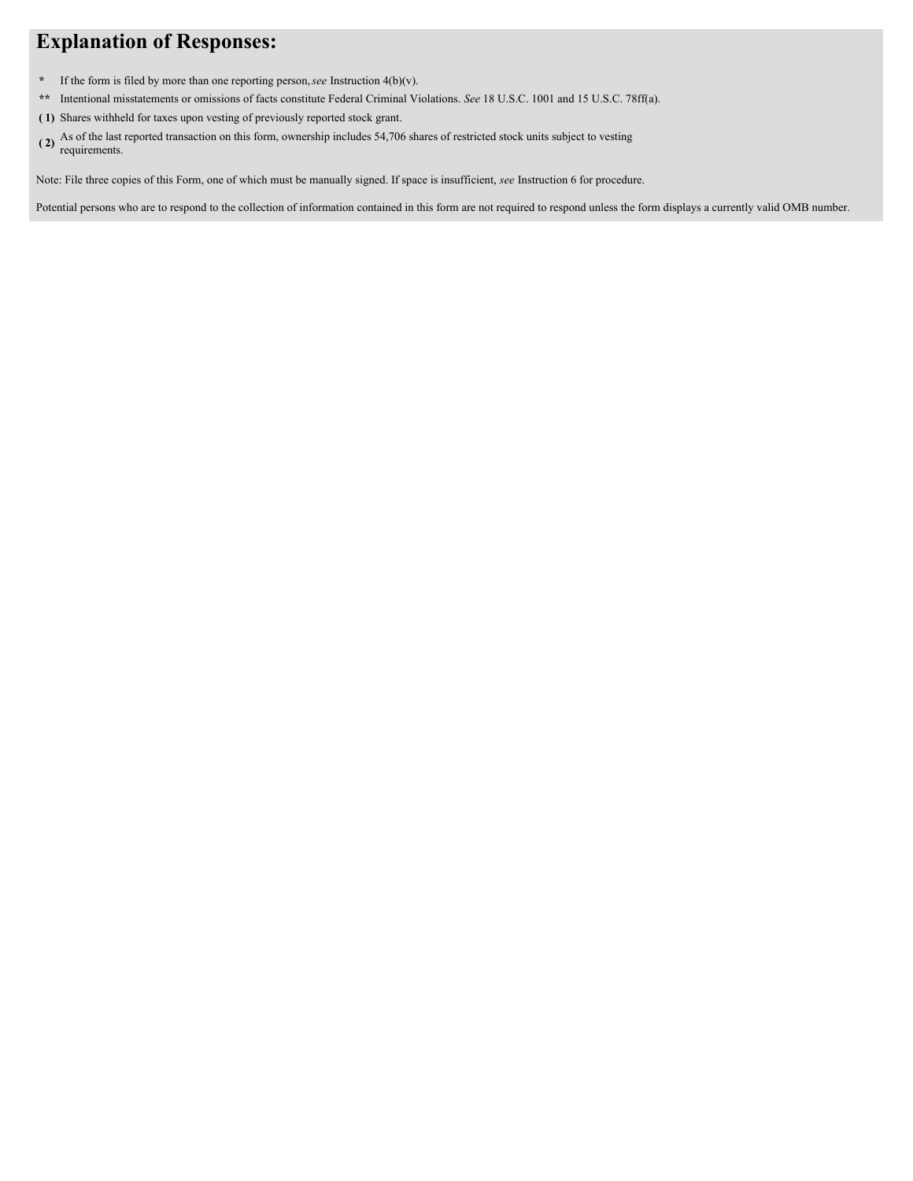# Explanation of Responses:

- \* If the form is filed by more than one reporting person, *see* Instruction 4(b)(v).
- \*\* Intentional misstatements or omissions of facts constitute Federal Criminal Violations. *See* 18 U.S.C. 1001 and 15 U.S.C. 78ff(a).
- ( 1) Shares withheld for taxes upon vesting of previously reported stock grant.
- ( 2) As of the last reported transaction on this form, ownership includes 54,706 shares of restricted stock units subject to vesting requirements.

Note: File three copies of this Form, one of which must be manually signed. If space is insufficient, *see* Instruction 6 for procedure.

Potential persons who are to respond to the collection of information contained in this form are not required to respond unless the form displays a currently valid OMB number.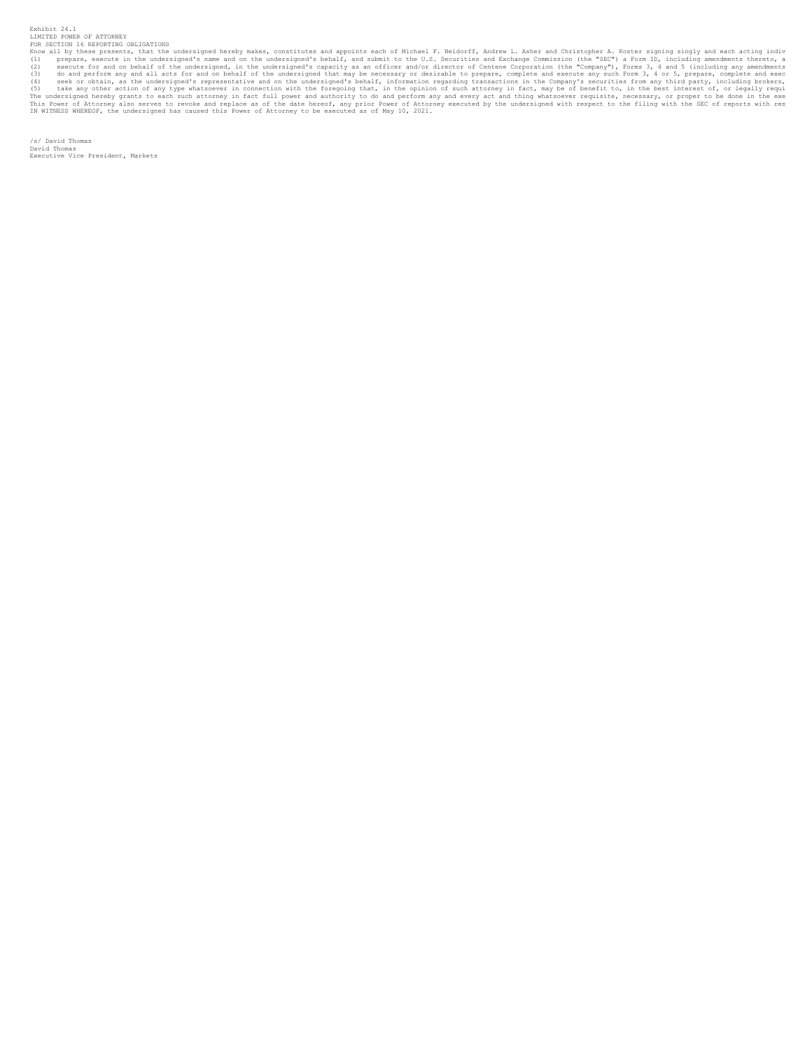Exhibit 24.1
LIMITED POWER OF ATTORNEY
FOR SECTION 16 REPORTING OBLIGATIONS

Know all by these presents, that the undersigned hereby makes, constitutes and appoints each of Michael F. Neidorff, Andrew L. Asher and Christopher A. Koster signing singly and each acting indiv

(1) prepare, execute in the undersigned's name and on the undersigned's behalf, and submit to the U.S. Securities and Exchange Commission (the "SEC") a Form ID, including amendments thereto, a

(2) execute for and on behalf of the undersigned, in the undersigned's capacity as an officer and/or director of Centene Corporation (the "Company"), Forms 3, 4 and 5 (including any amendments

(3) do and perform any and all acts for and on behalf of the undersigned that may be necessary or desirable to prepare, complete and execute any such Form 3, 4 or 5, prepare, complete and exec

(4) seek or obtain, as the undersigned's representative and on the undersigned's behalf, information regarding transactions in the Company's securities from any third party, including brokers,

(5) take any other action of any type whatsoever in connection with the foregoing that, in the opinion of such attorney in fact, may be of benefit to, in the best interest of, or legally requi

The undersigned hereby grants to each such attorney in fact full power and authority to do and perform any and every act and thing whatsoever requisite, necessary, or proper to be done in the exe

This Power of Attorney also serves to revoke and replace as of the date hereof, any prior Power of Attorney executed by the undersigned with respect to the filing with the SEC of reports with res

IN WITNESS WHEREOF, the undersigned has caused this Power of Attorney to be executed as of May 10, 2021.

/s/ David Thomas
David Thomas
Executive Vice President, Markets